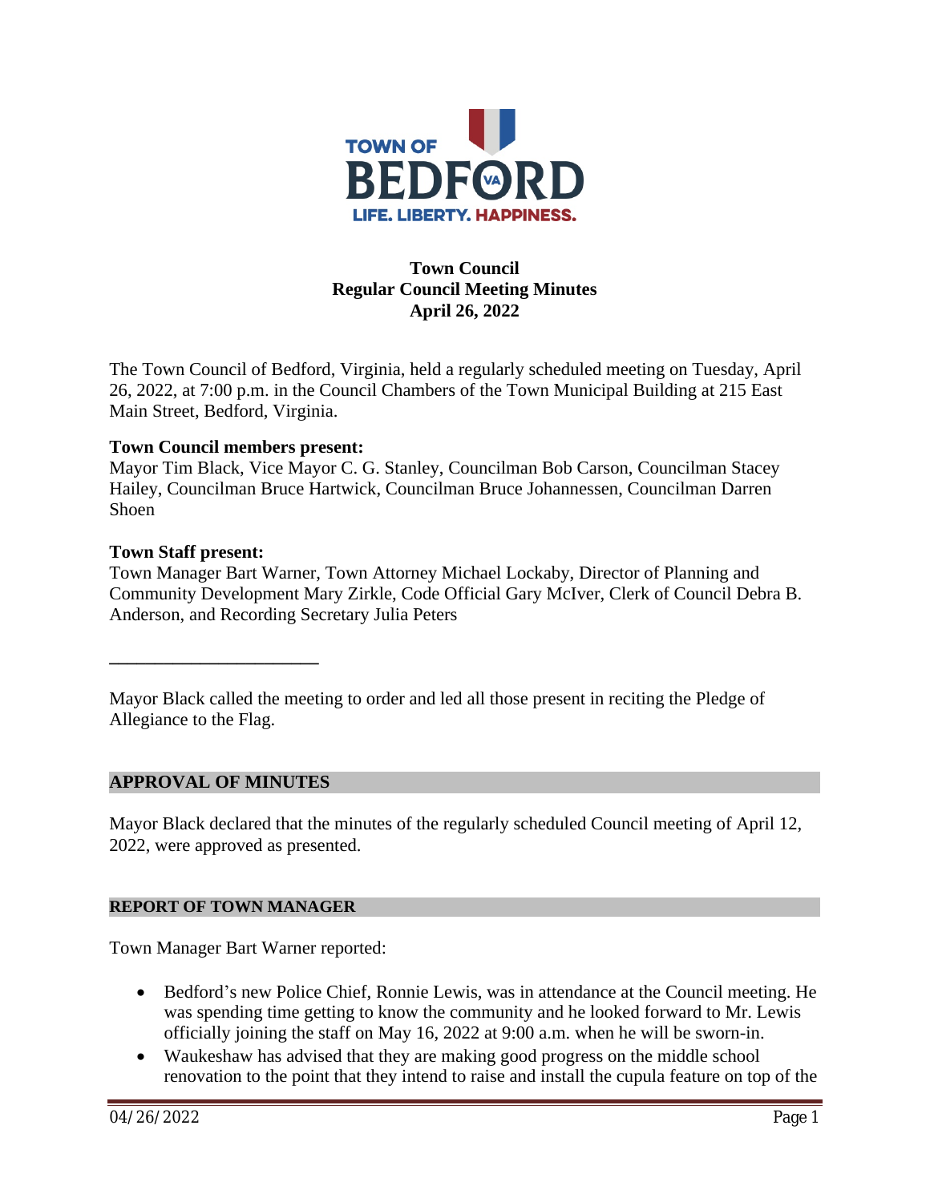**TOWN OF BEDFORD**
**LIFE. LIBERTY. HAPPINESS.**

# Town Council
## Regular Council Meeting Minutes
### April 26, 2022

The Town Council of Bedford, Virginia, held a regularly scheduled meeting on Tuesday, April 26, 2022, at 7:00 p.m. in the Council Chambers of the Town Municipal Building at 215 East Main Street, Bedford, Virginia.

**Town Council members present:**
Mayor Tim Black, Vice Mayor C. G. Stanley, Councilman Bob Carson, Councilman Stacey Hailey, Councilman Bruce Hartwick, Councilman Bruce Johannessen, Councilman Darren Shoen

**Town Staff present:**
Town Manager Bart Warner, Town Attorney Michael Lockaby, Director of Planning and Community Development Mary Zirkle, Code Official Gary McIver, Clerk of Council Debra B. Anderson, and Recording Secretary Julia Peters

---

Mayor Black called the meeting to order and led all those present in reciting the Pledge of Allegiance to the Flag.

## APPROVAL OF MINUTES

Mayor Black declared that the minutes of the regularly scheduled Council meeting of April 12, 2022, were approved as presented.

## REPORT OF TOWN MANAGER

Town Manager Bart Warner reported:

- Bedford's new Police Chief, Ronnie Lewis, was in attendance at the Council meeting. He was spending time getting to know the community and he looked forward to Mr. Lewis officially joining the staff on May 16, 2022 at 9:00 a.m. when he will be sworn-in.
- Waukeshaw has advised that they are making good progress on the middle school renovation to the point that they intend to raise and install the cupula feature on top of the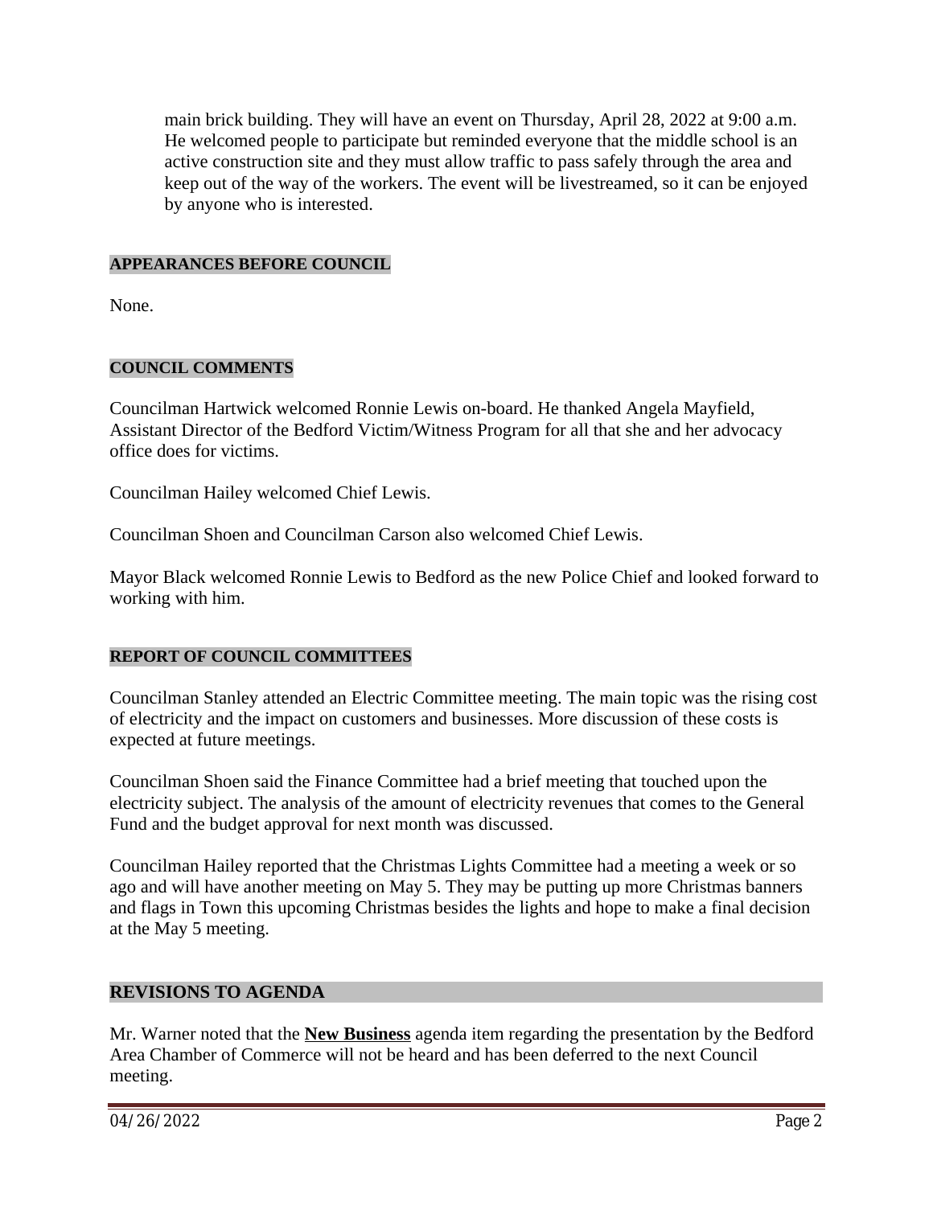main brick building. They will have an event on Thursday, April 28, 2022 at 9:00 a.m. He welcomed people to participate but reminded everyone that the middle school is an active construction site and they must allow traffic to pass safely through the area and keep out of the way of the workers. The event will be livestreamed, so it can be enjoyed by anyone who is interested.

## APPEARANCES BEFORE COUNCIL

None.

## COUNCIL COMMENTS

Councilman Hartwick welcomed Ronnie Lewis on-board. He thanked Angela Mayfield, Assistant Director of the Bedford Victim/Witness Program for all that she and her advocacy office does for victims.

Councilman Hailey welcomed Chief Lewis.

Councilman Shoen and Councilman Carson also welcomed Chief Lewis.

Mayor Black welcomed Ronnie Lewis to Bedford as the new Police Chief and looked forward to working with him.

## REPORT OF COUNCIL COMMITTEES

Councilman Stanley attended an Electric Committee meeting. The main topic was the rising cost of electricity and the impact on customers and businesses. More discussion of these costs is expected at future meetings.

Councilman Shoen said the Finance Committee had a brief meeting that touched upon the electricity subject. The analysis of the amount of electricity revenues that comes to the General Fund and the budget approval for next month was discussed.

Councilman Hailey reported that the Christmas Lights Committee had a meeting a week or so ago and will have another meeting on May 5. They may be putting up more Christmas banners and flags in Town this upcoming Christmas besides the lights and hope to make a final decision at the May 5 meeting.

## REVISIONS TO AGENDA

Mr. Warner noted that the **New Business** agenda item regarding the presentation by the Bedford Area Chamber of Commerce will not be heard and has been deferred to the next Council meeting.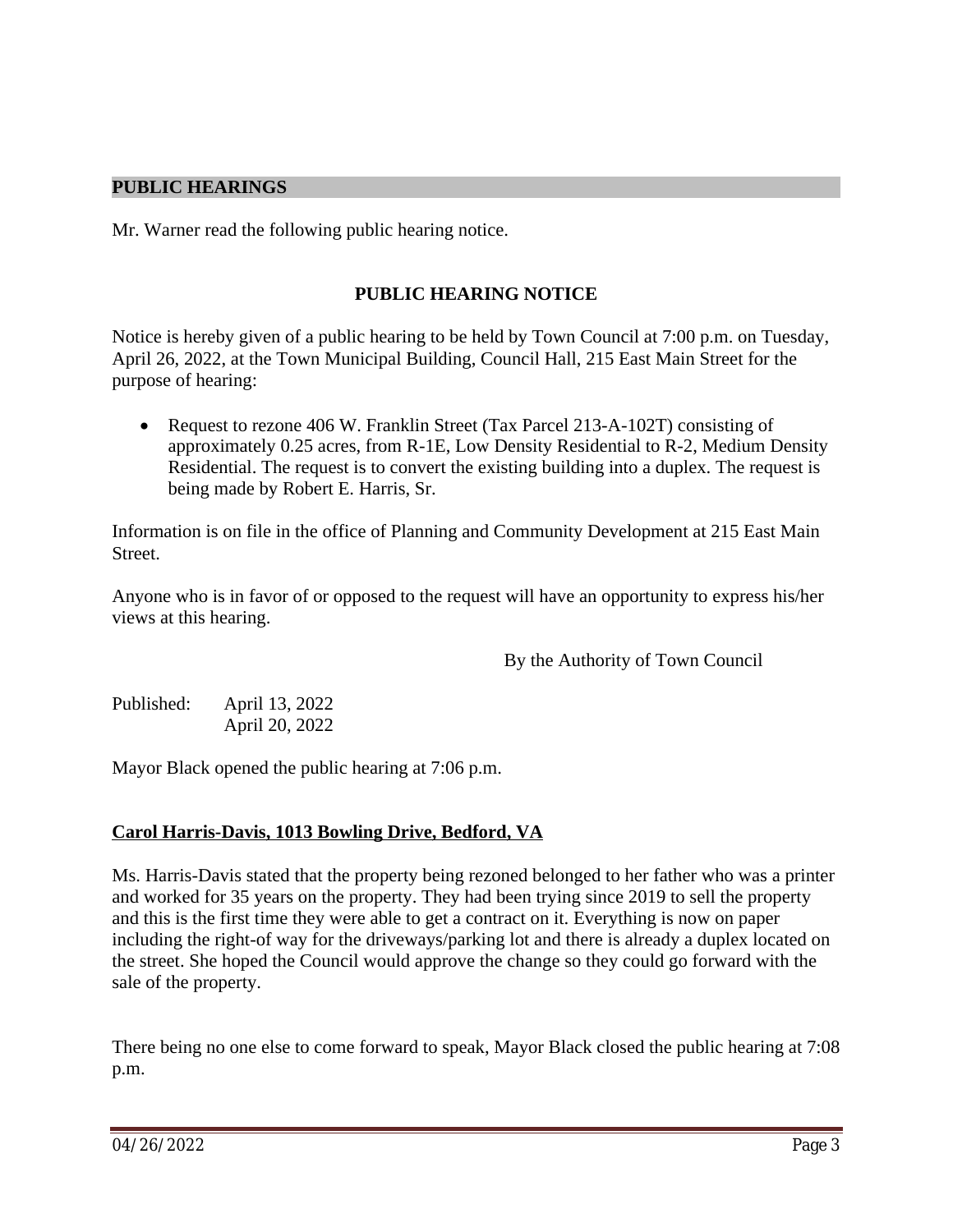## PUBLIC HEARINGS

Mr. Warner read the following public hearing notice.

### PUBLIC HEARING NOTICE

Notice is hereby given of a public hearing to be held by Town Council at 7:00 p.m. on Tuesday, April 26, 2022, at the Town Municipal Building, Council Hall, 215 East Main Street for the purpose of hearing:

- Request to rezone 406 W. Franklin Street (Tax Parcel 213-A-102T) consisting of approximately 0.25 acres, from R-1E, Low Density Residential to R-2, Medium Density Residential. The request is to convert the existing building into a duplex. The request is being made by Robert E. Harris, Sr.

Information is on file in the office of Planning and Community Development at 215 East Main Street.

Anyone who is in favor of or opposed to the request will have an opportunity to express his/her views at this hearing.

By the Authority of Town Council

Published: April 13, 2022
April 20, 2022

Mayor Black opened the public hearing at 7:06 p.m.

**Carol Harris-Davis, 1013 Bowling Drive, Bedford, VA**

Ms. Harris-Davis stated that the property being rezoned belonged to her father who was a printer and worked for 35 years on the property. They had been trying since 2019 to sell the property and this is the first time they were able to get a contract on it. Everything is now on paper including the right-of way for the driveways/parking lot and there is already a duplex located on the street. She hoped the Council would approve the change so they could go forward with the sale of the property.

There being no one else to come forward to speak, Mayor Black closed the public hearing at 7:08 p.m.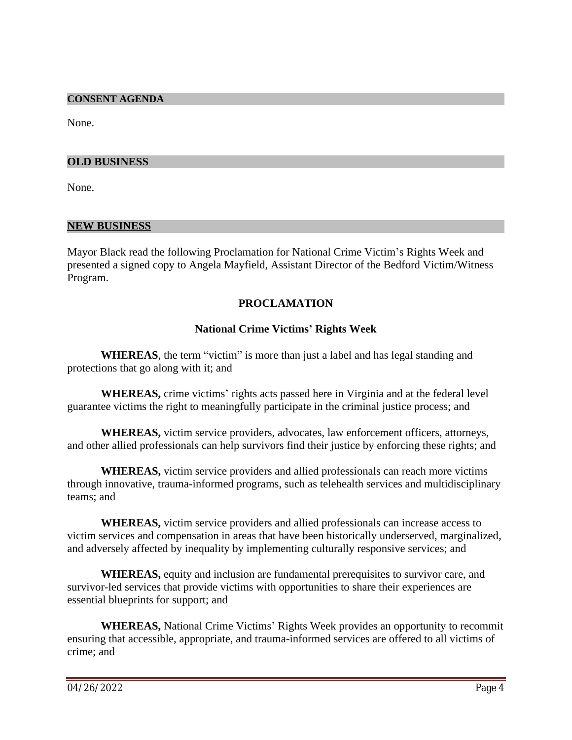## CONSENT AGENDA

None.

## OLD BUSINESS

None.

## NEW BUSINESS

Mayor Black read the following Proclamation for National Crime Victim's Rights Week and presented a signed copy to Angela Mayfield, Assistant Director of the Bedford Victim/Witness Program.

**PROCLAMATION**

**National Crime Victims' Rights Week**

**WHEREAS**, the term "victim" is more than just a label and has legal standing and protections that go along with it; and

**WHEREAS,** crime victims' rights acts passed here in Virginia and at the federal level guarantee victims the right to meaningfully participate in the criminal justice process; and

**WHEREAS,** victim service providers, advocates, law enforcement officers, attorneys, and other allied professionals can help survivors find their justice by enforcing these rights; and

**WHEREAS,** victim service providers and allied professionals can reach more victims through innovative, trauma-informed programs, such as telehealth services and multidisciplinary teams; and

**WHEREAS,** victim service providers and allied professionals can increase access to victim services and compensation in areas that have been historically underserved, marginalized, and adversely affected by inequality by implementing culturally responsive services; and

**WHEREAS,** equity and inclusion are fundamental prerequisites to survivor care, and survivor-led services that provide victims with opportunities to share their experiences are essential blueprints for support; and

**WHEREAS,** National Crime Victims' Rights Week provides an opportunity to recommit ensuring that accessible, appropriate, and trauma-informed services are offered to all victims of crime; and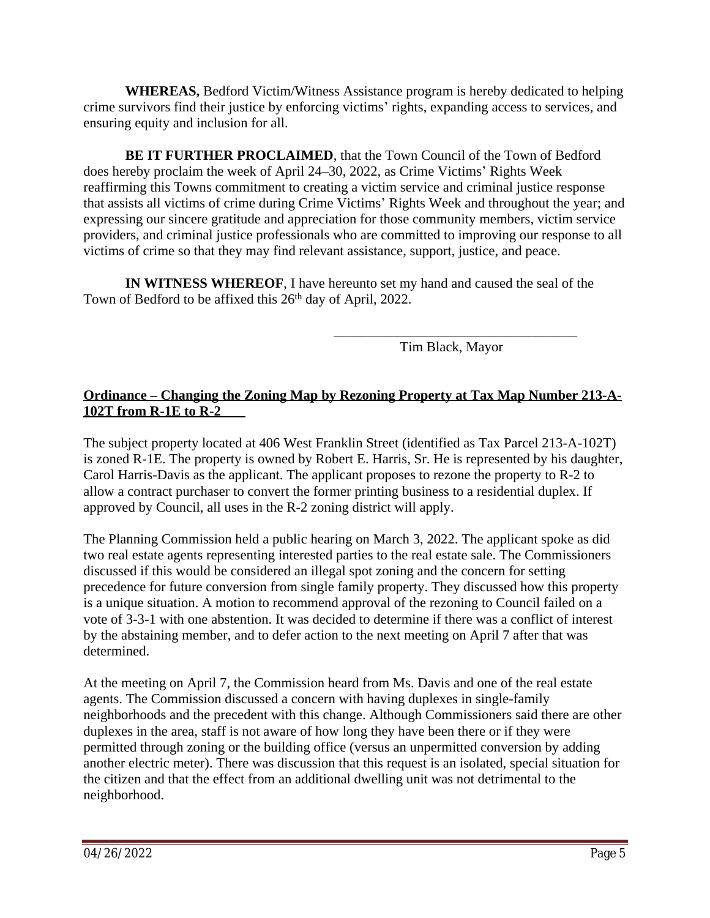**WHEREAS,** Bedford Victim/Witness Assistance program is hereby dedicated to helping crime survivors find their justice by enforcing victims' rights, expanding access to services, and ensuring equity and inclusion for all.

**BE IT FURTHER PROCLAIMED**, that the Town Council of the Town of Bedford does hereby proclaim the week of April 24–30, 2022, as Crime Victims' Rights Week reaffirming this Towns commitment to creating a victim service and criminal justice response that assists all victims of crime during Crime Victims' Rights Week and throughout the year; and expressing our sincere gratitude and appreciation for those community members, victim service providers, and criminal justice professionals who are committed to improving our response to all victims of crime so that they may find relevant assistance, support, justice, and peace.

**IN WITNESS WHEREOF**, I have hereunto set my hand and caused the seal of the Town of Bedford to be affixed this 26th day of April, 2022.

\_\_\_\_\_\_\_\_\_\_\_\_\_\_\_\_\_\_\_\_\_\_\_\_\_\_\_\_\_\_\_\_\_\_\_

Tim Black, Mayor

**Ordinance – Changing the Zoning Map by Rezoning Property at Tax Map Number 213-A-102T from R-1E to R-2**

The subject property located at 406 West Franklin Street (identified as Tax Parcel 213-A-102T) is zoned R-1E. The property is owned by Robert E. Harris, Sr. He is represented by his daughter, Carol Harris-Davis as the applicant. The applicant proposes to rezone the property to R-2 to allow a contract purchaser to convert the former printing business to a residential duplex. If approved by Council, all uses in the R-2 zoning district will apply.

The Planning Commission held a public hearing on March 3, 2022. The applicant spoke as did two real estate agents representing interested parties to the real estate sale. The Commissioners discussed if this would be considered an illegal spot zoning and the concern for setting precedence for future conversion from single family property. They discussed how this property is a unique situation. A motion to recommend approval of the rezoning to Council failed on a vote of 3-3-1 with one abstention. It was decided to determine if there was a conflict of interest by the abstaining member, and to defer action to the next meeting on April 7 after that was determined.

At the meeting on April 7, the Commission heard from Ms. Davis and one of the real estate agents. The Commission discussed a concern with having duplexes in single-family neighborhoods and the precedent with this change. Although Commissioners said there are other duplexes in the area, staff is not aware of how long they have been there or if they were permitted through zoning or the building office (versus an unpermitted conversion by adding another electric meter). There was discussion that this request is an isolated, special situation for the citizen and that the effect from an additional dwelling unit was not detrimental to the neighborhood.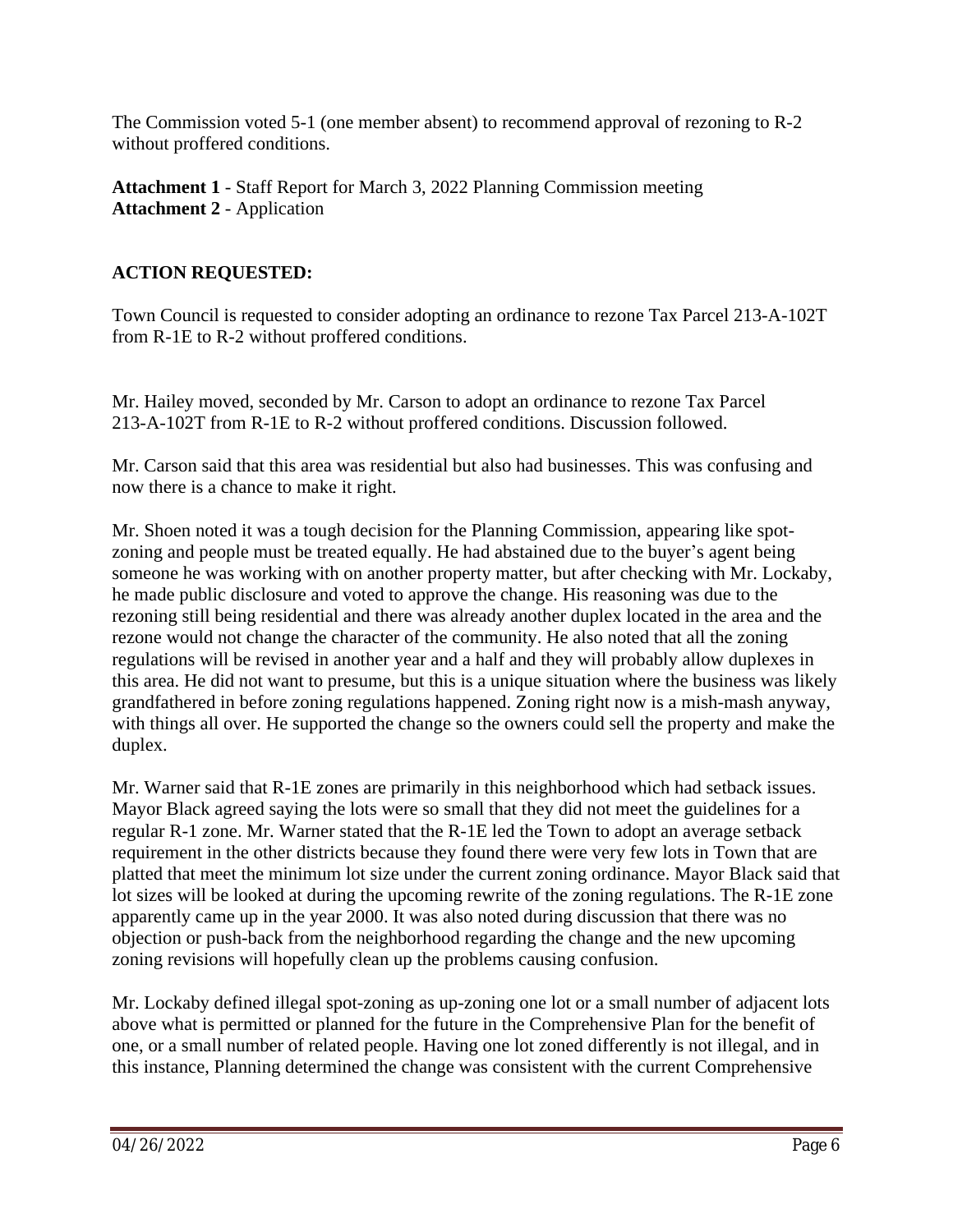The Commission voted 5-1 (one member absent) to recommend approval of rezoning to R-2 without proffered conditions.

**Attachment 1** - Staff Report for March 3, 2022 Planning Commission meeting
**Attachment 2** - Application

**ACTION REQUESTED:**

Town Council is requested to consider adopting an ordinance to rezone Tax Parcel 213-A-102T from R-1E to R-2 without proffered conditions.

Mr. Hailey moved, seconded by Mr. Carson to adopt an ordinance to rezone Tax Parcel 213-A-102T from R-1E to R-2 without proffered conditions. Discussion followed.

Mr. Carson said that this area was residential but also had businesses. This was confusing and now there is a chance to make it right.

Mr. Shoen noted it was a tough decision for the Planning Commission, appearing like spot-zoning and people must be treated equally. He had abstained due to the buyer's agent being someone he was working with on another property matter, but after checking with Mr. Lockaby, he made public disclosure and voted to approve the change. His reasoning was due to the rezoning still being residential and there was already another duplex located in the area and the rezone would not change the character of the community. He also noted that all the zoning regulations will be revised in another year and a half and they will probably allow duplexes in this area. He did not want to presume, but this is a unique situation where the business was likely grandfathered in before zoning regulations happened. Zoning right now is a mish-mash anyway, with things all over. He supported the change so the owners could sell the property and make the duplex.

Mr. Warner said that R-1E zones are primarily in this neighborhood which had setback issues. Mayor Black agreed saying the lots were so small that they did not meet the guidelines for a regular R-1 zone. Mr. Warner stated that the R-1E led the Town to adopt an average setback requirement in the other districts because they found there were very few lots in Town that are platted that meet the minimum lot size under the current zoning ordinance. Mayor Black said that lot sizes will be looked at during the upcoming rewrite of the zoning regulations. The R-1E zone apparently came up in the year 2000. It was also noted during discussion that there was no objection or push-back from the neighborhood regarding the change and the new upcoming zoning revisions will hopefully clean up the problems causing confusion.

Mr. Lockaby defined illegal spot-zoning as up-zoning one lot or a small number of adjacent lots above what is permitted or planned for the future in the Comprehensive Plan for the benefit of one, or a small number of related people. Having one lot zoned differently is not illegal, and in this instance, Planning determined the change was consistent with the current Comprehensive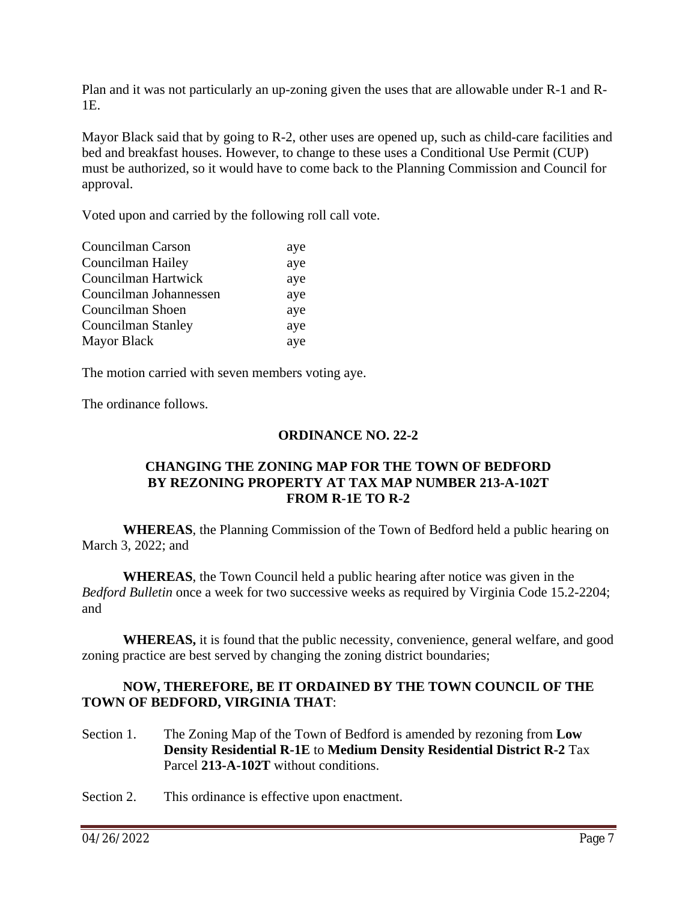Plan and it was not particularly an up-zoning given the uses that are allowable under R-1 and R-1E.

Mayor Black said that by going to R-2, other uses are opened up, such as child-care facilities and bed and breakfast houses. However, to change to these uses a Conditional Use Permit (CUP) must be authorized, so it would have to come back to the Planning Commission and Council for approval.

Voted upon and carried by the following roll call vote.

| | |
|---|---|
| Councilman Carson | aye |
| Councilman Hailey | aye |
| Councilman Hartwick | aye |
| Councilman Johannessen | aye |
| Councilman Shoen | aye |
| Councilman Stanley | aye |
| Mayor Black | aye |

The motion carried with seven members voting aye.

The ordinance follows.

**ORDINANCE NO. 22-2**

**CHANGING THE ZONING MAP FOR THE TOWN OF BEDFORD BY REZONING PROPERTY AT TAX MAP NUMBER 213-A-102T FROM R-1E TO R-2**

**WHEREAS**, the Planning Commission of the Town of Bedford held a public hearing on March 3, 2022; and

**WHEREAS**, the Town Council held a public hearing after notice was given in the *Bedford Bulletin* once a week for two successive weeks as required by Virginia Code 15.2-2204; and

**WHEREAS,** it is found that the public necessity, convenience, general welfare, and good zoning practice are best served by changing the zoning district boundaries;

**NOW, THEREFORE, BE IT ORDAINED BY THE TOWN COUNCIL OF THE TOWN OF BEDFORD, VIRGINIA THAT**:

Section 1. The Zoning Map of the Town of Bedford is amended by rezoning from **Low Density Residential R-1E** to **Medium Density Residential District R-2** Tax Parcel **213-A-102T** without conditions.

Section 2. This ordinance is effective upon enactment.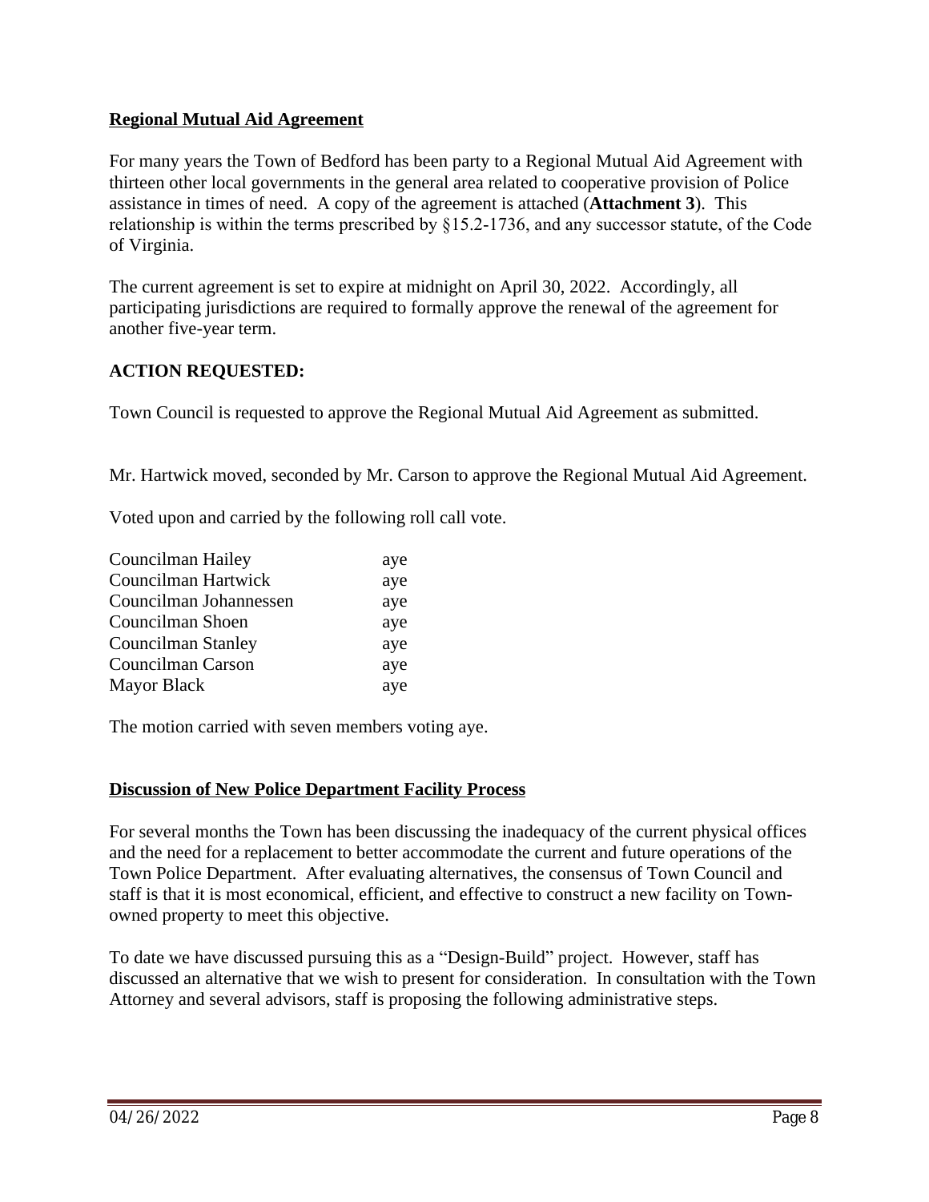**Regional Mutual Aid Agreement**

For many years the Town of Bedford has been party to a Regional Mutual Aid Agreement with thirteen other local governments in the general area related to cooperative provision of Police assistance in times of need. A copy of the agreement is attached (**Attachment 3**). This relationship is within the terms prescribed by §15.2-1736, and any successor statute, of the Code of Virginia.

The current agreement is set to expire at midnight on April 30, 2022. Accordingly, all participating jurisdictions are required to formally approve the renewal of the agreement for another five-year term.

**ACTION REQUESTED:**

Town Council is requested to approve the Regional Mutual Aid Agreement as submitted.

Mr. Hartwick moved, seconded by Mr. Carson to approve the Regional Mutual Aid Agreement.

Voted upon and carried by the following roll call vote.

| | |
|---|---|
| Councilman Hailey | aye |
| Councilman Hartwick | aye |
| Councilman Johannessen | aye |
| Councilman Shoen | aye |
| Councilman Stanley | aye |
| Councilman Carson | aye |
| Mayor Black | aye |

The motion carried with seven members voting aye.

**Discussion of New Police Department Facility Process**

For several months the Town has been discussing the inadequacy of the current physical offices and the need for a replacement to better accommodate the current and future operations of the Town Police Department. After evaluating alternatives, the consensus of Town Council and staff is that it is most economical, efficient, and effective to construct a new facility on Town-owned property to meet this objective.

To date we have discussed pursuing this as a "Design-Build" project. However, staff has discussed an alternative that we wish to present for consideration. In consultation with the Town Attorney and several advisors, staff is proposing the following administrative steps.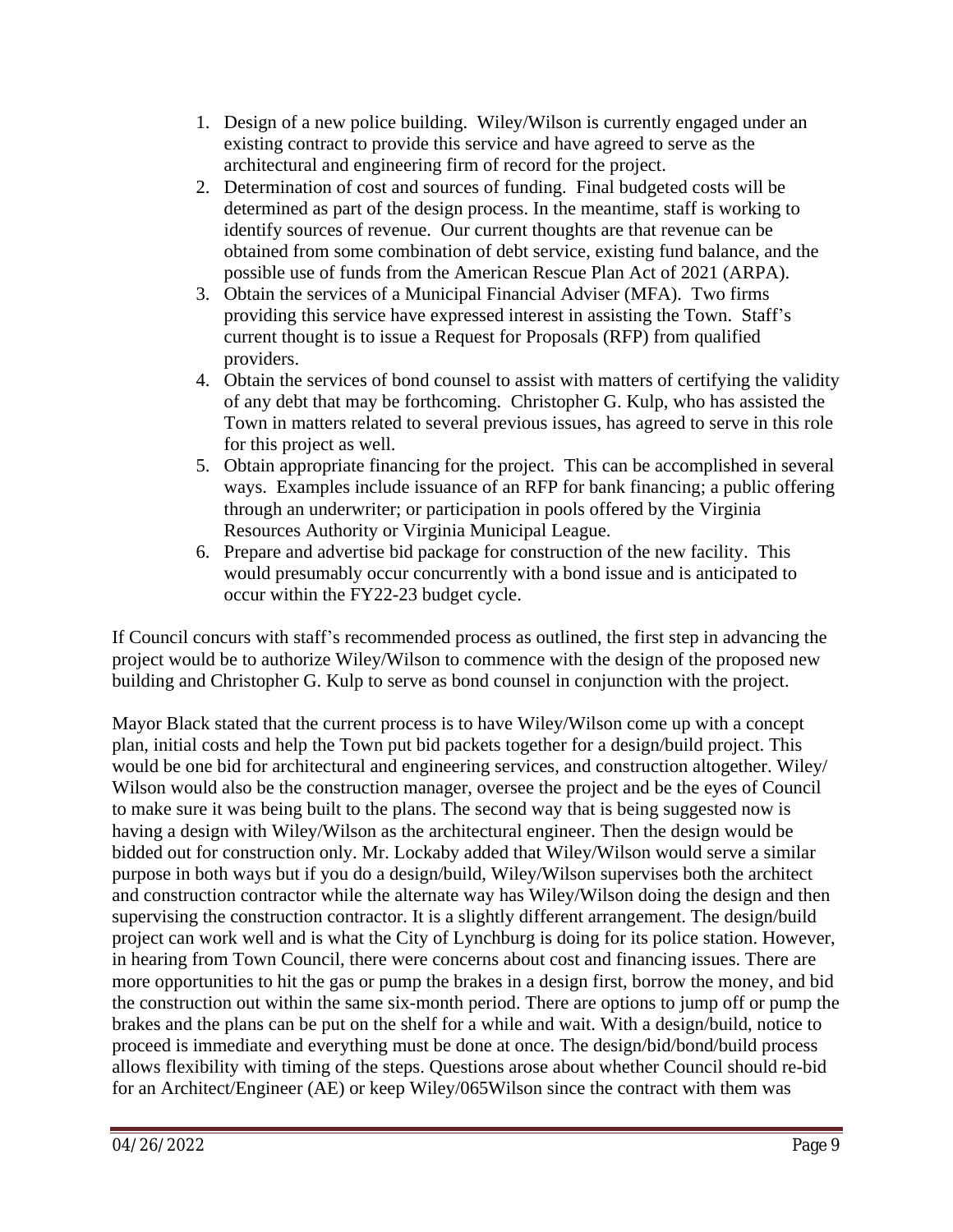1. Design of a new police building. Wiley/Wilson is currently engaged under an existing contract to provide this service and have agreed to serve as the architectural and engineering firm of record for the project.
2. Determination of cost and sources of funding. Final budgeted costs will be determined as part of the design process. In the meantime, staff is working to identify sources of revenue. Our current thoughts are that revenue can be obtained from some combination of debt service, existing fund balance, and the possible use of funds from the American Rescue Plan Act of 2021 (ARPA).
3. Obtain the services of a Municipal Financial Adviser (MFA). Two firms providing this service have expressed interest in assisting the Town. Staff's current thought is to issue a Request for Proposals (RFP) from qualified providers.
4. Obtain the services of bond counsel to assist with matters of certifying the validity of any debt that may be forthcoming. Christopher G. Kulp, who has assisted the Town in matters related to several previous issues, has agreed to serve in this role for this project as well.
5. Obtain appropriate financing for the project. This can be accomplished in several ways. Examples include issuance of an RFP for bank financing; a public offering through an underwriter; or participation in pools offered by the Virginia Resources Authority or Virginia Municipal League.
6. Prepare and advertise bid package for construction of the new facility. This would presumably occur concurrently with a bond issue and is anticipated to occur within the FY22-23 budget cycle.

If Council concurs with staff's recommended process as outlined, the first step in advancing the project would be to authorize Wiley/Wilson to commence with the design of the proposed new building and Christopher G. Kulp to serve as bond counsel in conjunction with the project.

Mayor Black stated that the current process is to have Wiley/Wilson come up with a concept plan, initial costs and help the Town put bid packets together for a design/build project. This would be one bid for architectural and engineering services, and construction altogether. Wiley/Wilson would also be the construction manager, oversee the project and be the eyes of Council to make sure it was being built to the plans. The second way that is being suggested now is having a design with Wiley/Wilson as the architectural engineer. Then the design would be bidded out for construction only. Mr. Lockaby added that Wiley/Wilson would serve a similar purpose in both ways but if you do a design/build, Wiley/Wilson supervises both the architect and construction contractor while the alternate way has Wiley/Wilson doing the design and then supervising the construction contractor. It is a slightly different arrangement. The design/build project can work well and is what the City of Lynchburg is doing for its police station. However, in hearing from Town Council, there were concerns about cost and financing issues. There are more opportunities to hit the gas or pump the brakes in a design first, borrow the money, and bid the construction out within the same six-month period. There are options to jump off or pump the brakes and the plans can be put on the shelf for a while and wait. With a design/build, notice to proceed is immediate and everything must be done at once. The design/bid/bond/build process allows flexibility with timing of the steps. Questions arose about whether Council should re-bid for an Architect/Engineer (AE) or keep Wiley/065Wilson since the contract with them was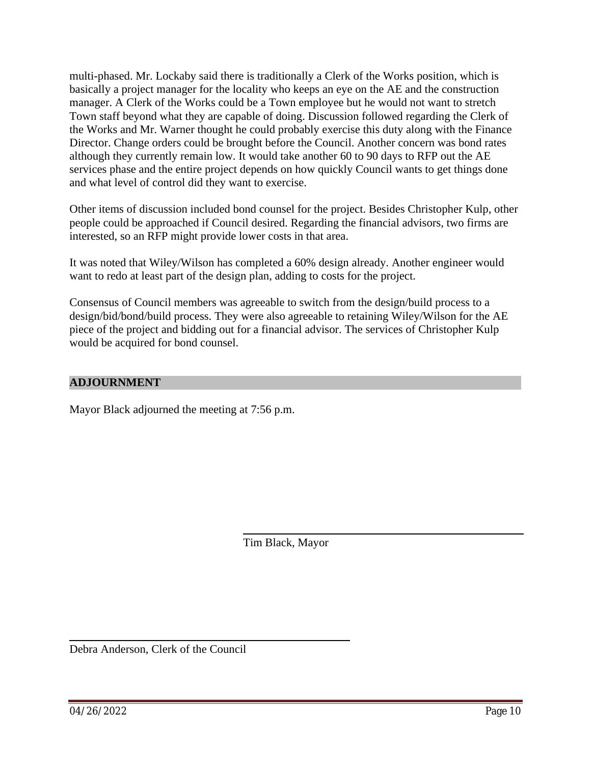multi-phased. Mr. Lockaby said there is traditionally a Clerk of the Works position, which is basically a project manager for the locality who keeps an eye on the AE and the construction manager. A Clerk of the Works could be a Town employee but he would not want to stretch Town staff beyond what they are capable of doing. Discussion followed regarding the Clerk of the Works and Mr. Warner thought he could probably exercise this duty along with the Finance Director. Change orders could be brought before the Council. Another concern was bond rates although they currently remain low. It would take another 60 to 90 days to RFP out the AE services phase and the entire project depends on how quickly Council wants to get things done and what level of control did they want to exercise.

Other items of discussion included bond counsel for the project. Besides Christopher Kulp, other people could be approached if Council desired. Regarding the financial advisors, two firms are interested, so an RFP might provide lower costs in that area.

It was noted that Wiley/Wilson has completed a 60% design already. Another engineer would want to redo at least part of the design plan, adding to costs for the project.

Consensus of Council members was agreeable to switch from the design/build process to a design/bid/bond/build process. They were also agreeable to retaining Wiley/Wilson for the AE piece of the project and bidding out for a financial advisor. The services of Christopher Kulp would be acquired for bond counsel.

## ADJOURNMENT

Mayor Black adjourned the meeting at 7:56 p.m.

Tim Black, Mayor

Debra Anderson, Clerk of the Council

04/26/2022